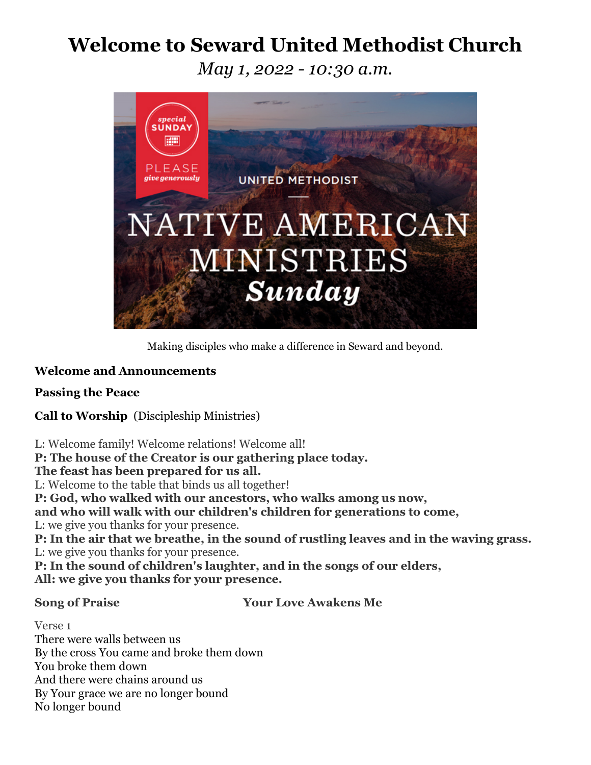# Welcome to Seward United Methodist Church

*May 1, 2022 - 10:30 a.m.*

Making disciples who make a difference in Seward and beyond.

**Welcome and Announcements**

**Passing the Peace**

**Call to Worship** (Discipleship Ministries)

L: Welcome family! Welcome relations! Welcome all!
**P: The house of the Creator is our gathering place today.**
**The feast has been prepared for us all.**
L: Welcome to the table that binds us all together!
**P: God, who walked with our ancestors, who walks among us now,**
**and who will walk with our children's children for generations to come,**
L: we give you thanks for your presence.
**P: In the air that we breathe, in the sound of rustling leaves and in the waving grass.**
L: we give you thanks for your presence.
**P: In the sound of children's laughter, and in the songs of our elders,**
**All: we give you thanks for your presence.**

**Song of Praise** **Your Love Awakens Me**

Verse 1
There were walls between us
By the cross You came and broke them down
You broke them down
And there were chains around us
By Your grace we are no longer bound
No longer bound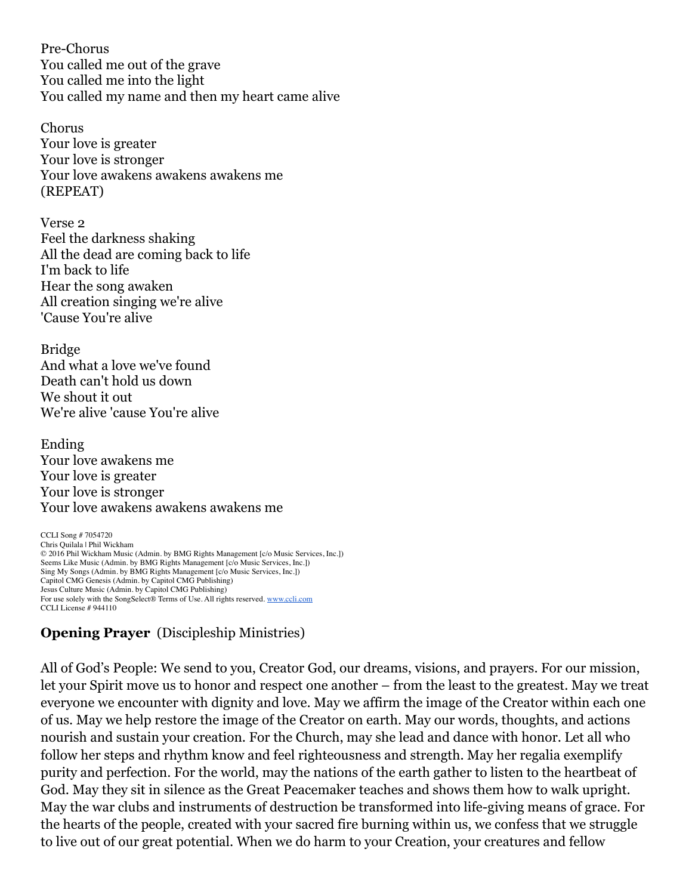Pre-Chorus
You called me out of the grave
You called me into the light
You called my name and then my heart came alive

Chorus
Your love is greater
Your love is stronger
Your love awakens awakens awakens me
(REPEAT)

Verse 2
Feel the darkness shaking
All the dead are coming back to life
I'm back to life
Hear the song awaken
All creation singing we're alive
'Cause You're alive

Bridge
And what a love we've found
Death can't hold us down
We shout it out
We're alive 'cause You're alive

Ending
Your love awakens me
Your love is greater
Your love is stronger
Your love awakens awakens awakens me

CCLI Song # 7054720
Chris Quilala | Phil Wickham
© 2016 Phil Wickham Music (Admin. by BMG Rights Management [c/o Music Services, Inc.])
Seems Like Music (Admin. by BMG Rights Management [c/o Music Services, Inc.])
Sing My Songs (Admin. by BMG Rights Management [c/o Music Services, Inc.])
Capitol CMG Genesis (Admin. by Capitol CMG Publishing)
Jesus Culture Music (Admin. by Capitol CMG Publishing)
For use solely with the SongSelect® Terms of Use. All rights reserved. www.ccli.com
CCLI License # 944110

**Opening Prayer** (Discipleship Ministries)

All of God's People: We send to you, Creator God, our dreams, visions, and prayers. For our mission, let your Spirit move us to honor and respect one another – from the least to the greatest. May we treat everyone we encounter with dignity and love. May we affirm the image of the Creator within each one of us. May we help restore the image of the Creator on earth. May our words, thoughts, and actions nourish and sustain your creation. For the Church, may she lead and dance with honor. Let all who follow her steps and rhythm know and feel righteousness and strength. May her regalia exemplify purity and perfection. For the world, may the nations of the earth gather to listen to the heartbeat of God. May they sit in silence as the Great Peacemaker teaches and shows them how to walk upright. May the war clubs and instruments of destruction be transformed into life-giving means of grace. For the hearts of the people, created with your sacred fire burning within us, we confess that we struggle to live out of our great potential. When we do harm to your Creation, your creatures and fellow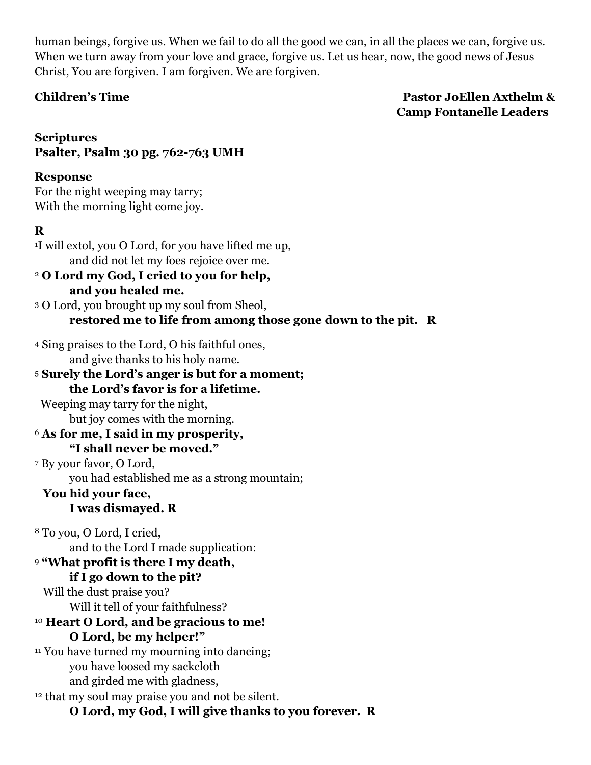human beings, forgive us. When we fail to do all the good we can, in all the places we can, forgive us. When we turn away from your love and grace, forgive us. Let us hear, now, the good news of Jesus Christ, You are forgiven. I am forgiven. We are forgiven.

**Children's Time** **Pastor JoEllen Axthelm & Camp Fontanelle Leaders**

**Scriptures**
**Psalter, Psalm 30 pg. 762-763 UMH**

**Response**
For the night weeping may tarry;
With the morning light come joy.

**R**

[1]I will extol, you O Lord, for you have lifted me up,
and did not let my foes rejoice over me.
[2] **O Lord my God, I cried to you for help,**
**and you healed me.**
[3] O Lord, you brought up my soul from Sheol,
**restored me to life from among those gone down to the pit. R**

[4] Sing praises to the Lord, O his faithful ones,
and give thanks to his holy name.
[5] **Surely the Lord's anger is but for a moment;**
**the Lord's favor is for a lifetime.**
Weeping may tarry for the night,
but joy comes with the morning.
[6] **As for me, I said in my prosperity,**
**"I shall never be moved."**
[7] By your favor, O Lord,
you had established me as a strong mountain;
**You hid your face,**
**I was dismayed. R**

[8] To you, O Lord, I cried,
and to the Lord I made supplication:
[9] **"What profit is there I my death,**
**if I go down to the pit?**
Will the dust praise you?
Will it tell of your faithfulness?
[10] **Heart O Lord, and be gracious to me!**
**O Lord, be my helper!"**
[11] You have turned my mourning into dancing;
you have loosed my sackcloth
and girded me with gladness,
[12] that my soul may praise you and not be silent.
**O Lord, my God, I will give thanks to you forever. R**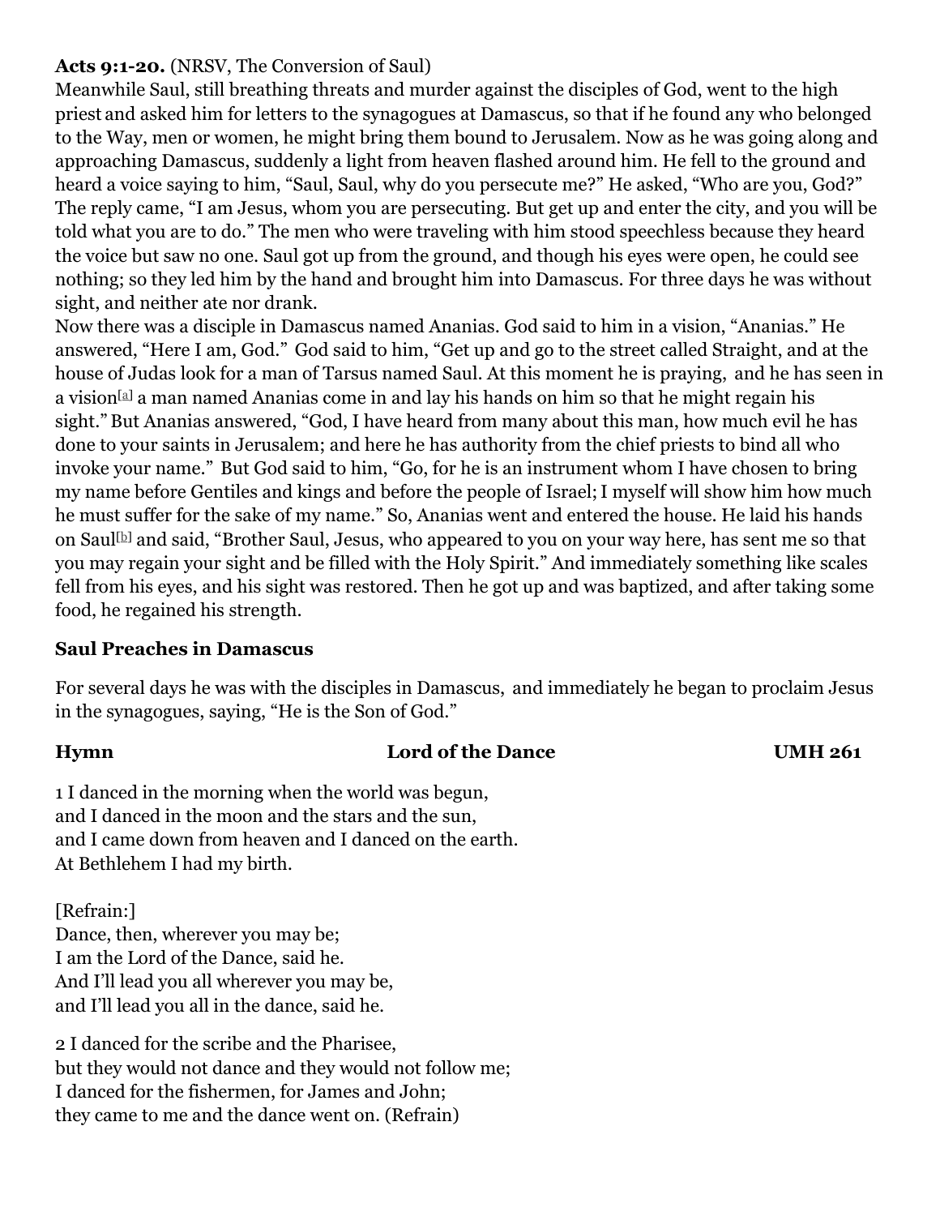**Acts 9:1-20.** (NRSV, The Conversion of Saul)

Meanwhile Saul, still breathing threats and murder against the disciples of God, went to the high priest and asked him for letters to the synagogues at Damascus, so that if he found any who belonged to the Way, men or women, he might bring them bound to Jerusalem. Now as he was going along and approaching Damascus, suddenly a light from heaven flashed around him. He fell to the ground and heard a voice saying to him, "Saul, Saul, why do you persecute me?" He asked, "Who are you, God?" The reply came, "I am Jesus, whom you are persecuting. But get up and enter the city, and you will be told what you are to do." The men who were traveling with him stood speechless because they heard the voice but saw no one. Saul got up from the ground, and though his eyes were open, he could see nothing; so they led him by the hand and brought him into Damascus. For three days he was without sight, and neither ate nor drank.

Now there was a disciple in Damascus named Ananias. God said to him in a vision, "Ananias." He answered, "Here I am, God." God said to him, "Get up and go to the street called Straight, and at the house of Judas look for a man of Tarsus named Saul. At this moment he is praying, and he has seen in a vision[a] a man named Ananias come in and lay his hands on him so that he might regain his sight." But Ananias answered, "God, I have heard from many about this man, how much evil he has done to your saints in Jerusalem; and here he has authority from the chief priests to bind all who invoke your name." But God said to him, "Go, for he is an instrument whom I have chosen to bring my name before Gentiles and kings and before the people of Israel; I myself will show him how much he must suffer for the sake of my name." So, Ananias went and entered the house. He laid his hands on Saul[b] and said, "Brother Saul, Jesus, who appeared to you on your way here, has sent me so that you may regain your sight and be filled with the Holy Spirit." And immediately something like scales fell from his eyes, and his sight was restored. Then he got up and was baptized, and after taking some food, he regained his strength.

### Saul Preaches in Damascus

For several days he was with the disciples in Damascus, and immediately he began to proclaim Jesus in the synagogues, saying, "He is the Son of God."

**Hymn** **Lord of the Dance** **UMH 261**

1 I danced in the morning when the world was begun,
and I danced in the moon and the stars and the sun,
and I came down from heaven and I danced on the earth.
At Bethlehem I had my birth.

[Refrain:]
Dance, then, wherever you may be;
I am the Lord of the Dance, said he.
And I'll lead you all wherever you may be,
and I'll lead you all in the dance, said he.

2 I danced for the scribe and the Pharisee,
but they would not dance and they would not follow me;
I danced for the fishermen, for James and John;
they came to me and the dance went on. (Refrain)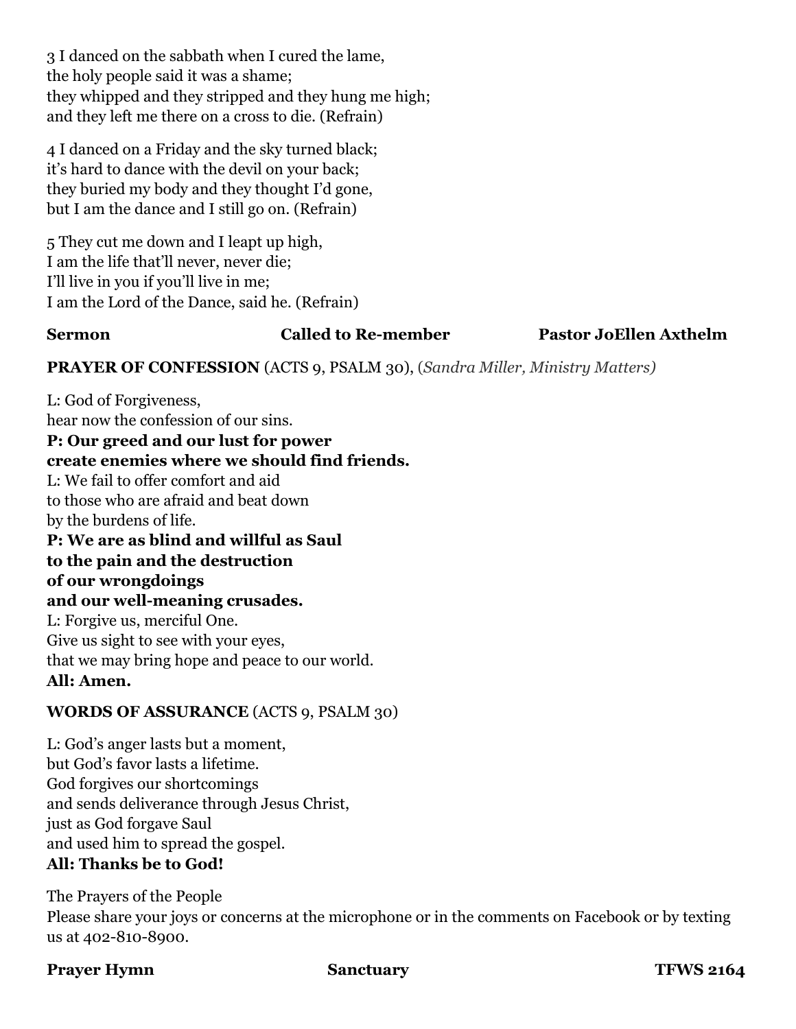3 I danced on the sabbath when I cured the lame,
the holy people said it was a shame;
they whipped and they stripped and they hung me high;
and they left me there on a cross to die. (Refrain)

4 I danced on a Friday and the sky turned black;
it's hard to dance with the devil on your back;
they buried my body and they thought I'd gone,
but I am the dance and I still go on. (Refrain)

5 They cut me down and I leapt up high,
I am the life that'll never, never die;
I'll live in you if you'll live in me;
I am the Lord of the Dance, said he. (Refrain)

**Sermon** **Called to Re-member** **Pastor JoEllen Axthelm**

**PRAYER OF CONFESSION** (ACTS 9, PSALM 30), (*Sandra Miller, Ministry Matters)*

L: God of Forgiveness,
hear now the confession of our sins.
**P: Our greed and our lust for power**
**create enemies where we should find friends.**
L: We fail to offer comfort and aid
to those who are afraid and beat down
by the burdens of life.
**P: We are as blind and willful as Saul**
**to the pain and the destruction**
**of our wrongdoings**
**and our well-meaning crusades.**
L: Forgive us, merciful One.
Give us sight to see with your eyes,
that we may bring hope and peace to our world.
**All: Amen.**

**WORDS OF ASSURANCE** (ACTS 9, PSALM 30)

L: God's anger lasts but a moment,
but God's favor lasts a lifetime.
God forgives our shortcomings
and sends deliverance through Jesus Christ,
just as God forgave Saul
and used him to spread the gospel.
**All: Thanks be to God!**

The Prayers of the People
Please share your joys or concerns at the microphone or in the comments on Facebook or by texting us at 402-810-8900.

**Prayer Hymn** **Sanctuary** **TFWS 2164**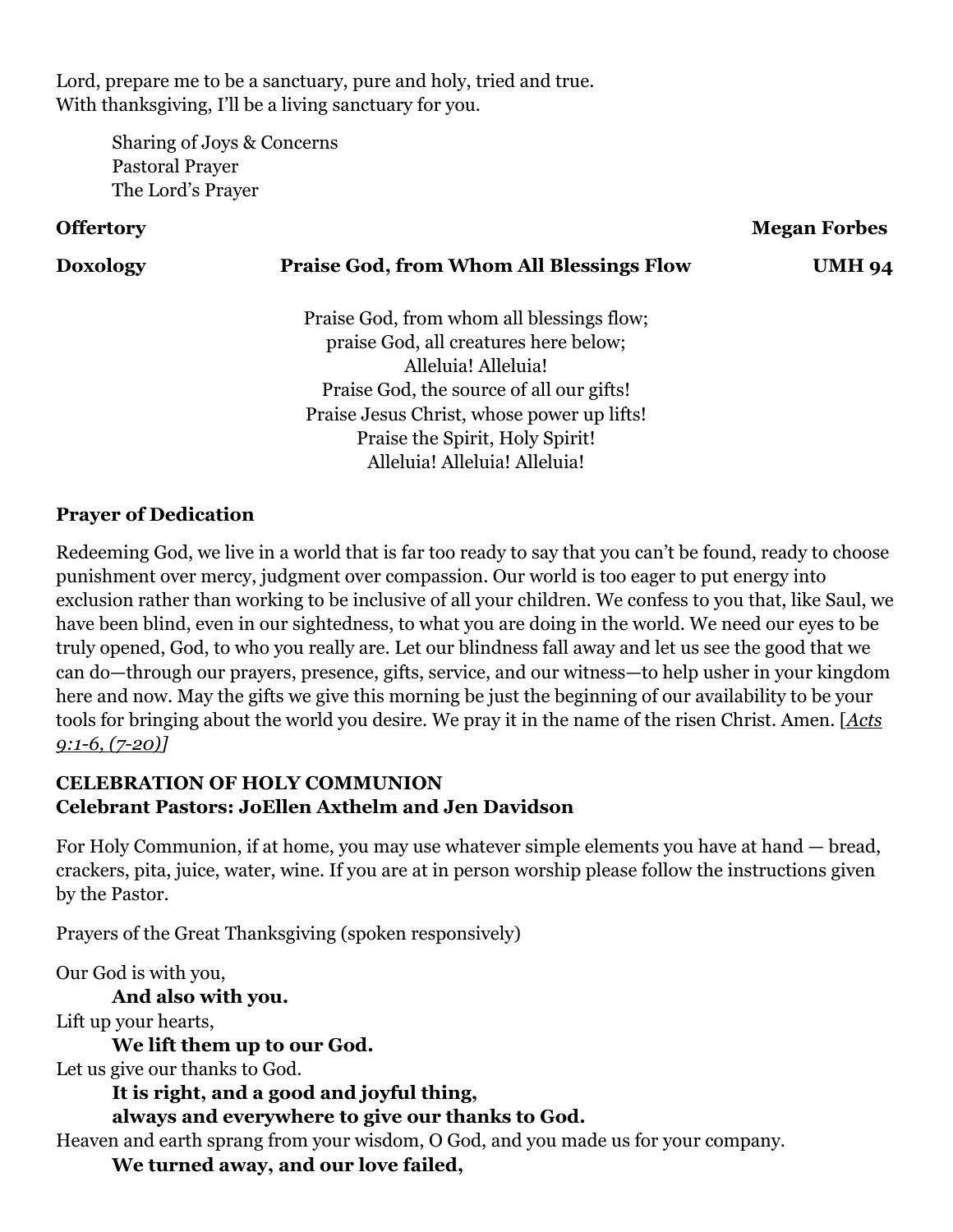Lord, prepare me to be a sanctuary, pure and holy, tried and true.
With thanksgiving, I'll be a living sanctuary for you.

Sharing of Joys & Concerns
Pastoral Prayer
The Lord's Prayer

**Offertory** **Megan Forbes**

**Doxology** **Praise God, from Whom All Blessings Flow** **UMH 94**

Praise God, from whom all blessings flow;
praise God, all creatures here below;
Alleluia! Alleluia!
Praise God, the source of all our gifts!
Praise Jesus Christ, whose power up lifts!
Praise the Spirit, Holy Spirit!
Alleluia! Alleluia! Alleluia!

**Prayer of Dedication**

Redeeming God, we live in a world that is far too ready to say that you can't be found, ready to choose punishment over mercy, judgment over compassion. Our world is too eager to put energy into exclusion rather than working to be inclusive of all your children. We confess to you that, like Saul, we have been blind, even in our sightedness, to what you are doing in the world. We need our eyes to be truly opened, God, to who you really are. Let our blindness fall away and let us see the good that we can do—through our prayers, presence, gifts, service, and our witness—to help usher in your kingdom here and now. May the gifts we give this morning be just the beginning of our availability to be your tools for bringing about the world you desire. We pray it in the name of the risen Christ. Amen. [*Acts 9:1-6, (7-20)*]

**CELEBRATION OF HOLY COMMUNION**
**Celebrant Pastors: JoEllen Axthelm and Jen Davidson**

For Holy Communion, if at home, you may use whatever simple elements you have at hand — bread, crackers, pita, juice, water, wine. If you are at in person worship please follow the instructions given by the Pastor.

Prayers of the Great Thanksgiving (spoken responsively)

Our God is with you,
**And also with you.**
Lift up your hearts,
**We lift them up to our God.**
Let us give our thanks to God.
**It is right, and a good and joyful thing,**
**always and everywhere to give our thanks to God.**
Heaven and earth sprang from your wisdom, O God, and you made us for your company.
**We turned away, and our love failed,**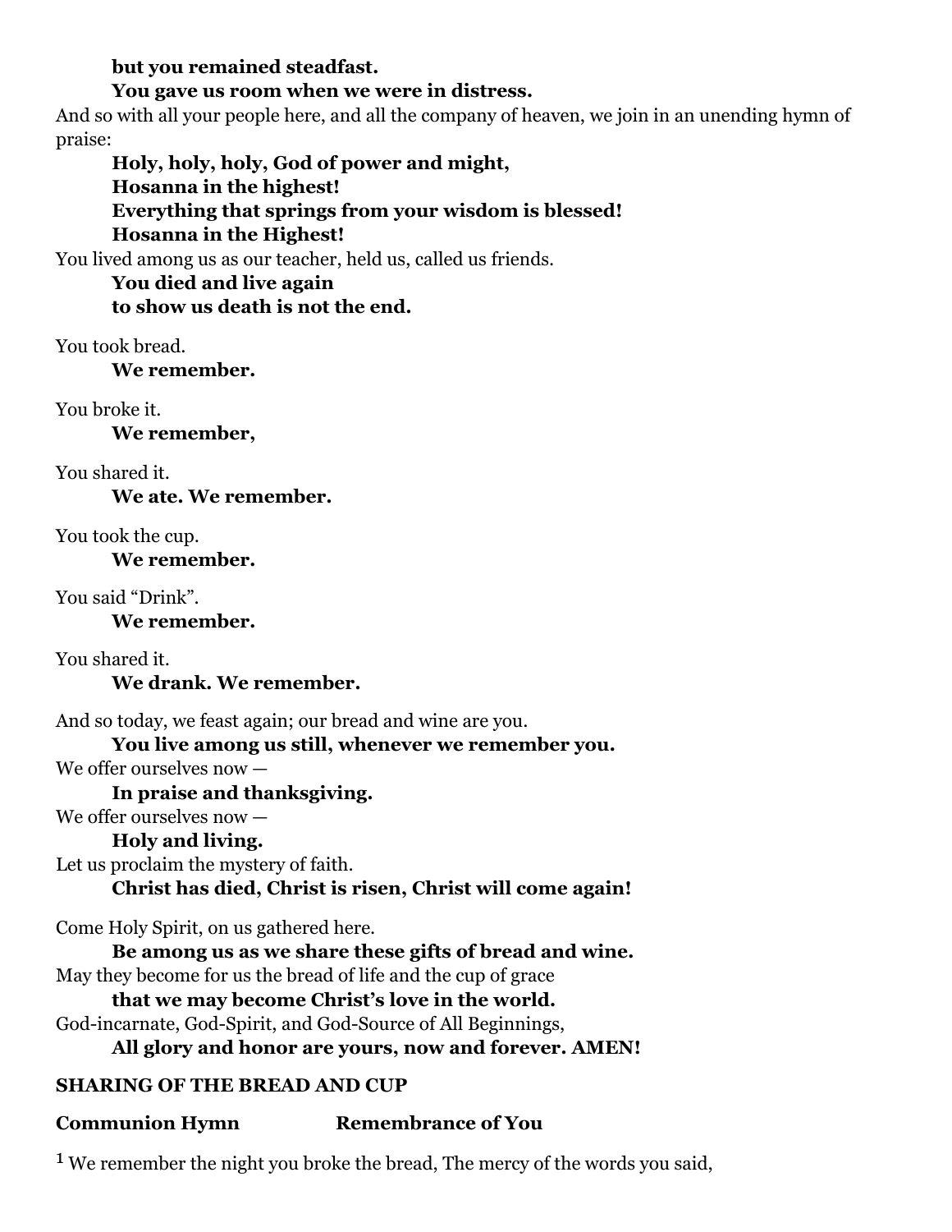**but you remained steadfast.**
**You gave us room when we were in distress.**

And so with all your people here, and all the company of heaven, we join in an unending hymn of praise:

**Holy, holy, holy, God of power and might,**
**Hosanna in the highest!**
**Everything that springs from your wisdom is blessed!**
**Hosanna in the Highest!**

You lived among us as our teacher, held us, called us friends.

**You died and live again**
**to show us death is not the end.**

You took bread.

**We remember.**

You broke it.

**We remember,**

You shared it.

**We ate. We remember.**

You took the cup.

**We remember.**

You said "Drink".

**We remember.**

You shared it.

**We drank. We remember.**

And so today, we feast again; our bread and wine are you.

**You live among us still, whenever we remember you.**

We offer ourselves now —

**In praise and thanksgiving.**

We offer ourselves now —

**Holy and living.**

Let us proclaim the mystery of faith.

**Christ has died, Christ is risen, Christ will come again!**

Come Holy Spirit, on us gathered here.

**Be among us as we share these gifts of bread and wine.**

May they become for us the bread of life and the cup of grace

**that we may become Christ's love in the world.**

God-incarnate, God-Spirit, and God-Source of All Beginnings,

**All glory and honor are yours, now and forever. AMEN!**

**SHARING OF THE BREAD AND CUP**

**Communion Hymn** **Remembrance of You**

1 We remember the night you broke the bread, The mercy of the words you said,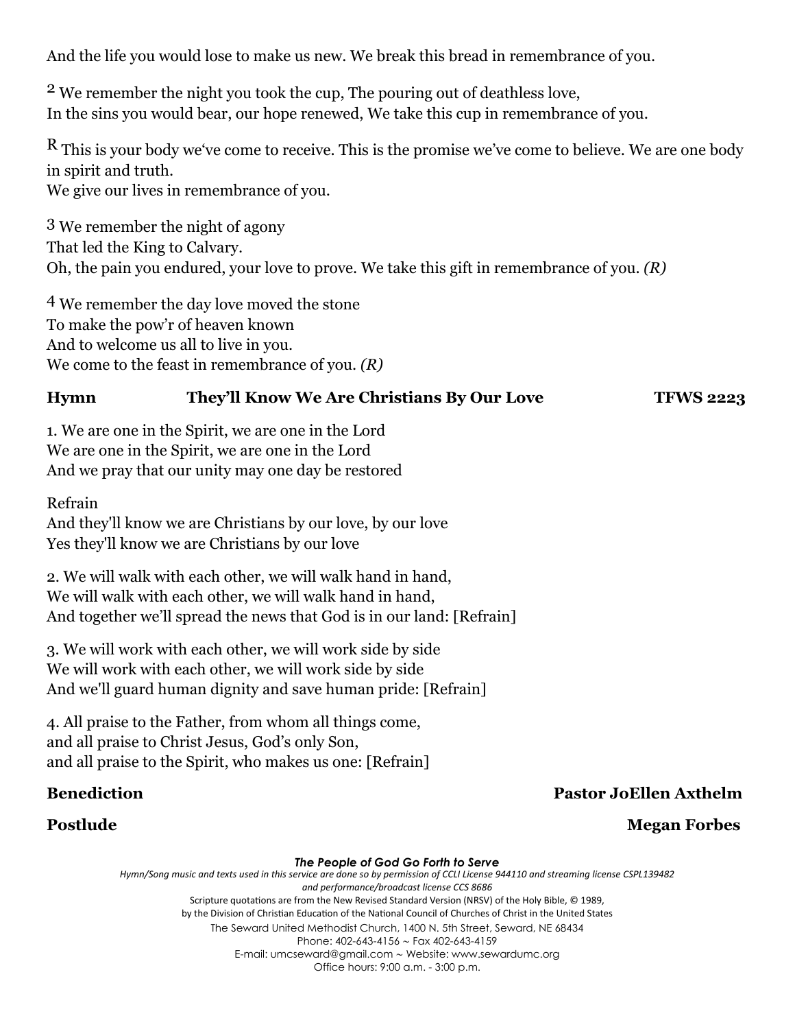And the life you would lose to make us new. We break this bread in remembrance of you.

2 We remember the night you took the cup, The pouring out of deathless love,
In the sins you would bear, our hope renewed, We take this cup in remembrance of you.

R This is your body we've come to receive. This is the promise we've come to believe. We are one body in spirit and truth.
We give our lives in remembrance of you.

3 We remember the night of agony
That led the King to Calvary.
Oh, the pain you endured, your love to prove. We take this gift in remembrance of you. *(R)*

4 We remember the day love moved the stone
To make the pow'r of heaven known
And to welcome us all to live in you.
We come to the feast in remembrance of you. *(R)*

**Hymn They'll Know We Are Christians By Our Love TFWS 2223**

1. We are one in the Spirit, we are one in the Lord
We are one in the Spirit, we are one in the Lord
And we pray that our unity may one day be restored

Refrain
And they'll know we are Christians by our love, by our love
Yes they'll know we are Christians by our love

2. We will walk with each other, we will walk hand in hand,
We will walk with each other, we will walk hand in hand,
And together we'll spread the news that God is in our land: [Refrain]

3. We will work with each other, we will work side by side
We will work with each other, we will work side by side
And we'll guard human dignity and save human pride: [Refrain]

4. All praise to the Father, from whom all things come,
and all praise to Christ Jesus, God's only Son,
and all praise to the Spirit, who makes us one: [Refrain]

**Benediction Pastor JoEllen Axthelm**

**Postlude Megan Forbes**

***The People of God Go Forth to Serve***

*Hymn/Song music and texts used in this service are done so by permission of CCLI License 944110 and streaming license CSPL139482 and performance/broadcast license CCS 8686*

Scripture quotations are from the New Revised Standard Version (NRSV) of the Holy Bible, © 1989, by the Division of Christian Education of the National Council of Churches of Christ in the United States

The Seward United Methodist Church, 1400 N. 5th Street, Seward, NE 68434
Phone: 402-643-4156 ~ Fax 402-643-4159
E-mail: umcseward@gmail.com ~ Website: www.sewardumc.org
Office hours: 9:00 a.m. - 3:00 p.m.